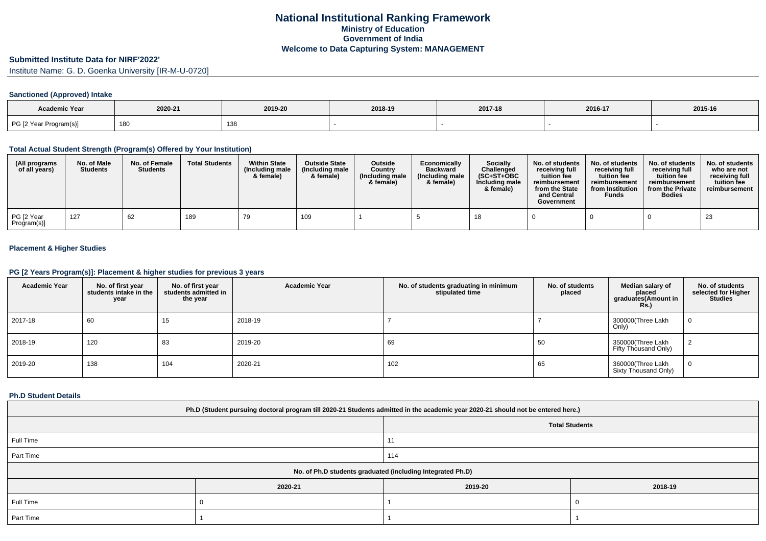# National Institutional Ranking Framework
## Ministry of Education
## Government of India
## Welcome to Data Capturing System: MANAGEMENT

### Submitted Institute Data for NIRF'2022'

Institute Name: G. D. Goenka University [IR-M-U-0720]

#### Sanctioned (Approved) Intake

| Academic Year | 2020-21 | 2019-20 | 2018-19 | 2017-18 | 2016-17 | 2015-16 |
|---|---|---|---|---|---|---|
| PG [2 Year Program(s)] | 180 | 138 | - | - | - | - |

#### Total Actual Student Strength (Program(s) Offered by Your Institution)

| (All programs of all years) | No. of Male Students | No. of Female Students | Total Students | Within State (Including male & female) | Outside State (Including male & female) | Outside Country (Including male & female) | Economically Backward (Including male & female) | Socially Challenged (SC+ST+OBC Including male & female) | No. of students receiving full tuition fee reimbursement from the State and Central Government | No. of students receiving full tuition fee reimbursement from Institution Funds | No. of students receiving full tuition fee reimbursement from the Private Bodies | No. of students who are not receiving full tuition fee reimbursement |
|---|---|---|---|---|---|---|---|---|---|---|---|---|
| PG [2 Year Program(s)] | 127 | 62 | 189 | 79 | 109 | 1 | 5 | 18 | 0 | 0 | 0 | 23 |

#### Placement & Higher Studies

#### PG [2 Years Program(s)]: Placement & higher studies for previous 3 years

| Academic Year | No. of first year students intake in the year | No. of first year students admitted in the year | Academic Year | No. of students graduating in minimum stipulated time | No. of students placed | Median salary of placed graduates(Amount in Rs.) | No. of students selected for Higher Studies |
|---|---|---|---|---|---|---|---|
| 2017-18 | 60 | 15 | 2018-19 | 7 | 7 | 300000(Three Lakh Only) | 0 |
| 2018-19 | 120 | 83 | 2019-20 | 69 | 50 | 350000(Three Lakh Fifty Thousand Only) | 2 |
| 2019-20 | 138 | 104 | 2020-21 | 102 | 65 | 360000(Three Lakh Sixty Thousand Only) | 0 |

#### Ph.D Student Details

| Ph.D (Student pursuing doctoral program till 2020-21 Students admitted in the academic year 2020-21 should not be entered here.) | |
|---|---|
| | Total Students |
| Full Time | 11 |
| Part Time | 114 |

| No. of Ph.D students graduated (including Integrated Ph.D) | | | |
|---|---|---|---|
| | 2020-21 | 2019-20 | 2018-19 |
| Full Time | 0 | 1 | 0 |
| Part Time | 1 | 1 | 1 |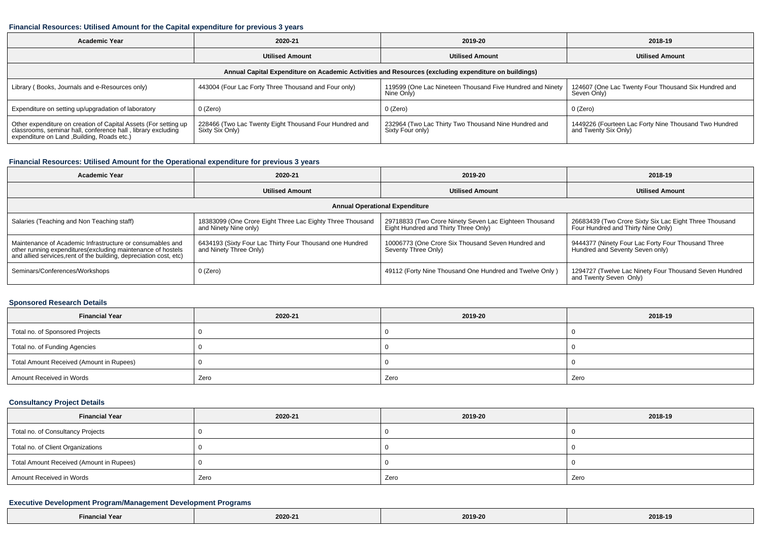### Financial Resources: Utilised Amount for the Capital expenditure for previous 3 years

| Academic Year | 2020-21 | 2019-20 | 2018-19 |
|---|---|---|---|
| | Utilised Amount | Utilised Amount | Utilised Amount |
| Annual Capital Expenditure on Academic Activities and Resources (excluding expenditure on buildings) | | | |
| Library ( Books, Journals and e-Resources only) | 443004 (Four Lac Forty Three Thousand and Four only) | 119599 (One Lac Nineteen Thousand Five Hundred and Ninety Nine Only) | 124607 (One Lac Twenty Four Thousand Six Hundred and Seven Only) |
| Expenditure on setting up/upgradation of laboratory | 0 (Zero) | 0 (Zero) | 0 (Zero) |
| Other expenditure on creation of Capital Assets (For setting up classrooms, seminar hall, conference hall , library excluding expenditure on Land ,Building, Roads etc.) | 228466 (Two Lac Twenty Eight Thousand Four Hundred and Sixty Six Only) | 232964 (Two Lac Thirty Two Thousand Nine Hundred and Sixty Four only) | 1449226 (Fourteen Lac Forty Nine Thousand Two Hundred and Twenty Six Only) |

### Financial Resources: Utilised Amount for the Operational expenditure for previous 3 years

| Academic Year | 2020-21 | 2019-20 | 2018-19 |
|---|---|---|---|
| | Utilised Amount | Utilised Amount | Utilised Amount |
| Annual Operational Expenditure | | | |
| Salaries (Teaching and Non Teaching staff) | 18383099 (One Crore Eight Three Lac Eighty Three Thousand and Ninety Nine only) | 29718833 (Two Crore Ninety Seven Lac Eighteen Thousand Eight Hundred and Thirty Three Only) | 26683439 (Two Crore Sixty Six Lac Eight Three Thousand Four Hundred and Thirty Nine Only) |
| Maintenance of Academic Infrastructure or consumables and other running expenditures(excluding maintenance of hostels and allied services,rent of the building, depreciation cost, etc) | 6434193 (Sixty Four Lac Thirty Four Thousand one Hundred and Ninety Three Only) | 10006773 (One Crore Six Thousand Seven Hundred and Seventy Three Only) | 9444377 (Ninety Four Lac Forty Four Thousand Three Hundred and Seventy Seven only) |
| Seminars/Conferences/Workshops | 0 (Zero) | 49112 (Forty Nine Thousand One Hundred and Twelve Only ) | 1294727 (Twelve Lac Ninety Four Thousand Seven Hundred and Twenty Seven Only) |

### Sponsored Research Details

| Financial Year | 2020-21 | 2019-20 | 2018-19 |
|---|---|---|---|
| Total no. of Sponsored Projects | 0 | 0 | 0 |
| Total no. of Funding Agencies | 0 | 0 | 0 |
| Total Amount Received (Amount in Rupees) | 0 | 0 | 0 |
| Amount Received in Words | Zero | Zero | Zero |

### Consultancy Project Details

| Financial Year | 2020-21 | 2019-20 | 2018-19 |
|---|---|---|---|
| Total no. of Consultancy Projects | 0 | 0 | 0 |
| Total no. of Client Organizations | 0 | 0 | 0 |
| Total Amount Received (Amount in Rupees) | 0 | 0 | 0 |
| Amount Received in Words | Zero | Zero | Zero |

### Executive Development Program/Management Development Programs

| Financial Year | 2020-21 | 2019-20 | 2018-19 |
|---|---|---|---|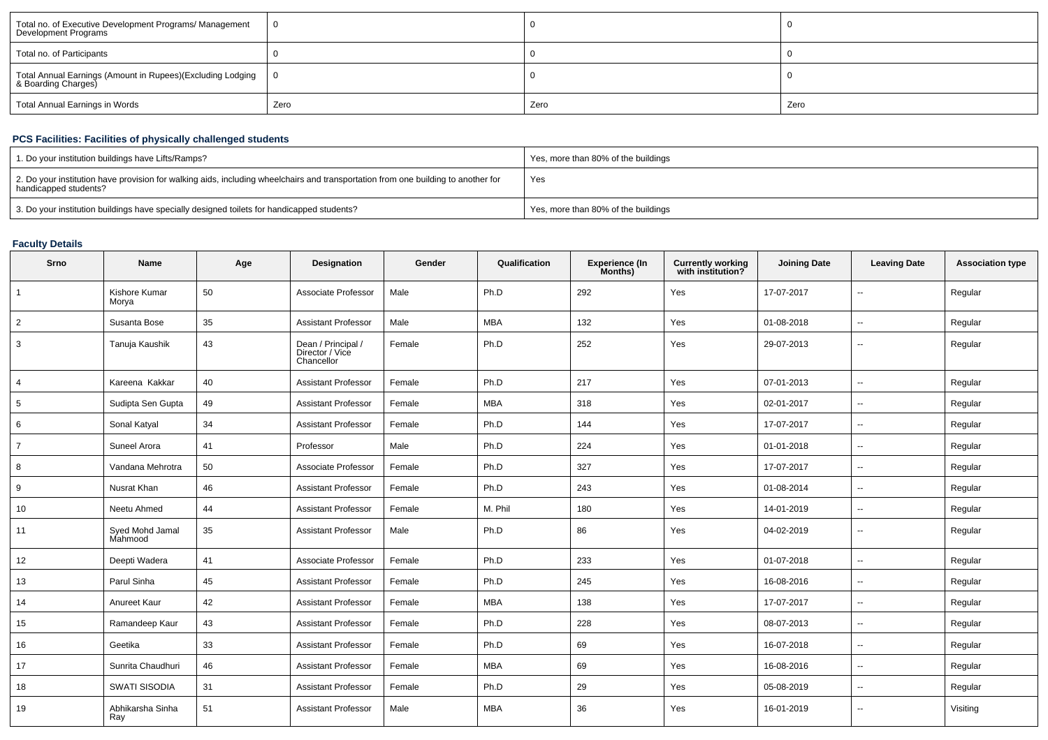| Total no. of Executive Development Programs/ Management Development Programs | 0 | 0 | 0 |
|---|---|---|---|
| Total no. of Participants | 0 | 0 | 0 |
| Total Annual Earnings (Amount in Rupees)(Excluding Lodging & Boarding Charges) | 0 | 0 | 0 |
| Total Annual Earnings in Words | Zero | Zero | Zero |

### PCS Facilities: Facilities of physically challenged students

| 1. Do your institution buildings have Lifts/Ramps? | Yes, more than 80% of the buildings |
|---|---|
| 2. Do your institution have provision for walking aids, including wheelchairs and transportation from one building to another for handicapped students? | Yes |
| 3. Do your institution buildings have specially designed toilets for handicapped students? | Yes, more than 80% of the buildings |

### Faculty Details

| Srno | Name | Age | Designation | Gender | Qualification | Experience (In Months) | Currently working with institution? | Joining Date | Leaving Date | Association type |
|---|---|---|---|---|---|---|---|---|---|---|
| 1 | Kishore Kumar Morya | 50 | Associate Professor | Male | Ph.D | 292 | Yes | 17-07-2017 | -- | Regular |
| 2 | Susanta Bose | 35 | Assistant Professor | Male | MBA | 132 | Yes | 01-08-2018 | -- | Regular |
| 3 | Tanuja Kaushik | 43 | Dean / Principal / Director / Vice Chancellor | Female | Ph.D | 252 | Yes | 29-07-2013 | -- | Regular |
| 4 | Kareena Kakkar | 40 | Assistant Professor | Female | Ph.D | 217 | Yes | 07-01-2013 | -- | Regular |
| 5 | Sudipta Sen Gupta | 49 | Assistant Professor | Female | MBA | 318 | Yes | 02-01-2017 | -- | Regular |
| 6 | Sonal Katyal | 34 | Assistant Professor | Female | Ph.D | 144 | Yes | 17-07-2017 | -- | Regular |
| 7 | Suneel Arora | 41 | Professor | Male | Ph.D | 224 | Yes | 01-01-2018 | -- | Regular |
| 8 | Vandana Mehrotra | 50 | Associate Professor | Female | Ph.D | 327 | Yes | 17-07-2017 | -- | Regular |
| 9 | Nusrat Khan | 46 | Assistant Professor | Female | Ph.D | 243 | Yes | 01-08-2014 | -- | Regular |
| 10 | Neetu Ahmed | 44 | Assistant Professor | Female | M. Phil | 180 | Yes | 14-01-2019 | -- | Regular |
| 11 | Syed Mohd Jamal Mahmood | 35 | Assistant Professor | Male | Ph.D | 86 | Yes | 04-02-2019 | -- | Regular |
| 12 | Deepti Wadera | 41 | Associate Professor | Female | Ph.D | 233 | Yes | 01-07-2018 | -- | Regular |
| 13 | Parul Sinha | 45 | Assistant Professor | Female | Ph.D | 245 | Yes | 16-08-2016 | -- | Regular |
| 14 | Anureet Kaur | 42 | Assistant Professor | Female | MBA | 138 | Yes | 17-07-2017 | -- | Regular |
| 15 | Ramandeep Kaur | 43 | Assistant Professor | Female | Ph.D | 228 | Yes | 08-07-2013 | -- | Regular |
| 16 | Geetika | 33 | Assistant Professor | Female | Ph.D | 69 | Yes | 16-07-2018 | -- | Regular |
| 17 | Sunrita Chaudhuri | 46 | Assistant Professor | Female | MBA | 69 | Yes | 16-08-2016 | -- | Regular |
| 18 | SWATI SISODIA | 31 | Assistant Professor | Female | Ph.D | 29 | Yes | 05-08-2019 | -- | Regular |
| 19 | Abhikarsha Sinha Ray | 51 | Assistant Professor | Male | MBA | 36 | Yes | 16-01-2019 | -- | Visiting |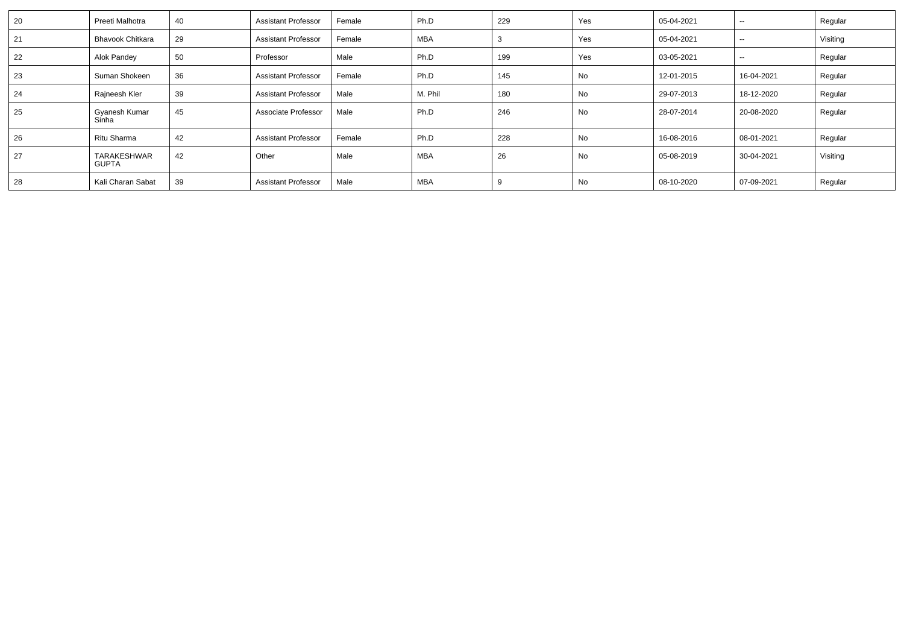| | | | | | | | | | | |
|---|---|---|---|---|---|---|---|---|---|---|
| 20 | Preeti Malhotra | 40 | Assistant Professor | Female | Ph.D | 229 | Yes | 05-04-2021 | -- | Regular |
| 21 | Bhavook Chitkara | 29 | Assistant Professor | Female | MBA | 3 | Yes | 05-04-2021 | -- | Visiting |
| 22 | Alok Pandey | 50 | Professor | Male | Ph.D | 199 | Yes | 03-05-2021 | -- | Regular |
| 23 | Suman Shokeen | 36 | Assistant Professor | Female | Ph.D | 145 | No | 12-01-2015 | 16-04-2021 | Regular |
| 24 | Rajneesh Kler | 39 | Assistant Professor | Male | M. Phil | 180 | No | 29-07-2013 | 18-12-2020 | Regular |
| 25 | Gyanesh Kumar Sinha | 45 | Associate Professor | Male | Ph.D | 246 | No | 28-07-2014 | 20-08-2020 | Regular |
| 26 | Ritu Sharma | 42 | Assistant Professor | Female | Ph.D | 228 | No | 16-08-2016 | 08-01-2021 | Regular |
| 27 | TARAKESHWAR GUPTA | 42 | Other | Male | MBA | 26 | No | 05-08-2019 | 30-04-2021 | Visiting |
| 28 | Kali Charan Sabat | 39 | Assistant Professor | Male | MBA | 9 | No | 08-10-2020 | 07-09-2021 | Regular |